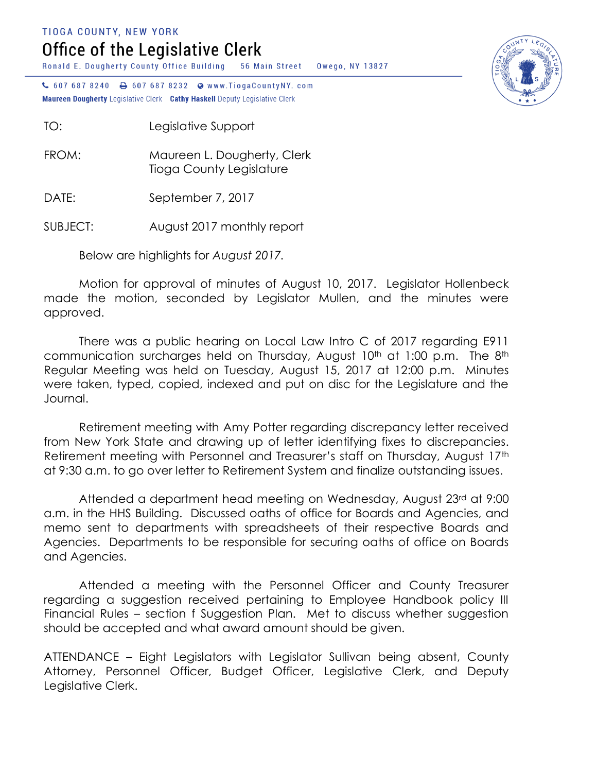TIOGA COUNTY, NEW YORK

# Office of the Legislative Clerk

Ronald E. Dougherty County Office Building 56 Main Street Owego, NY 13827

607 687 8240 607 687 8232 www.TiogaCountyNY.com

**Maureen Dougherty** Legislative Clerk **Cathy Haskell** Deputy Legislative Clerk

TO: Legislative Support

FROM: Maureen L. Dougherty, Clerk
Tioga County Legislature

DATE: September 7, 2017

SUBJECT: August 2017 monthly report

Below are highlights for *August 2017*.

Motion for approval of minutes of August 10, 2017. Legislator Hollenbeck made the motion, seconded by Legislator Mullen, and the minutes were approved.

There was a public hearing on Local Law Intro C of 2017 regarding E911 communication surcharges held on Thursday, August 10th at 1:00 p.m. The 8th Regular Meeting was held on Tuesday, August 15, 2017 at 12:00 p.m. Minutes were taken, typed, copied, indexed and put on disc for the Legislature and the Journal.

Retirement meeting with Amy Potter regarding discrepancy letter received from New York State and drawing up of letter identifying fixes to discrepancies. Retirement meeting with Personnel and Treasurer's staff on Thursday, August 17th at 9:30 a.m. to go over letter to Retirement System and finalize outstanding issues.

Attended a department head meeting on Wednesday, August 23rd at 9:00 a.m. in the HHS Building. Discussed oaths of office for Boards and Agencies, and memo sent to departments with spreadsheets of their respective Boards and Agencies. Departments to be responsible for securing oaths of office on Boards and Agencies.

Attended a meeting with the Personnel Officer and County Treasurer regarding a suggestion received pertaining to Employee Handbook policy III Financial Rules – section f Suggestion Plan. Met to discuss whether suggestion should be accepted and what award amount should be given.

ATTENDANCE – Eight Legislators with Legislator Sullivan being absent, County Attorney, Personnel Officer, Budget Officer, Legislative Clerk, and Deputy Legislative Clerk.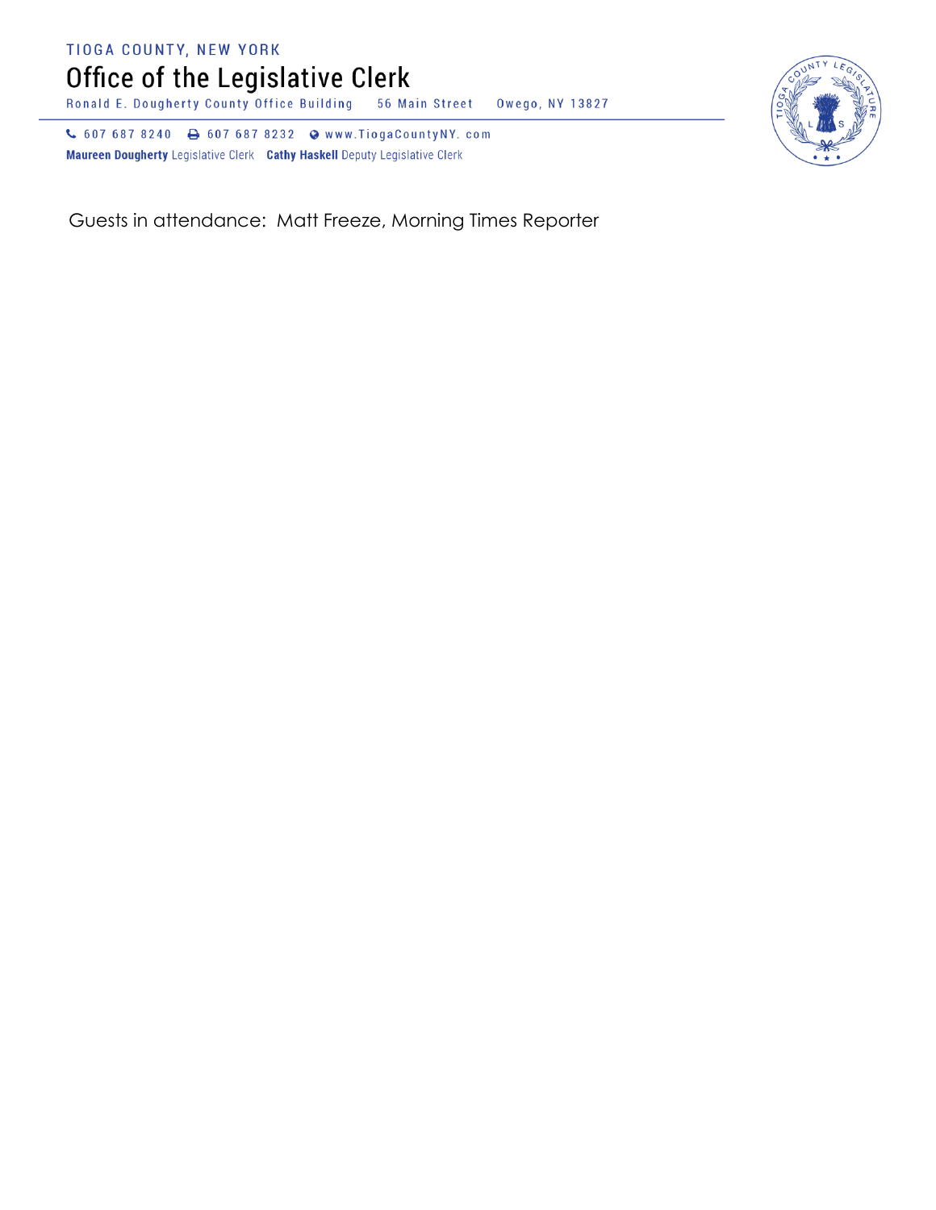TIOGA COUNTY, NEW YORK

# Office of the Legislative Clerk

Ronald E. Dougherty County Office Building 56 Main Street Owego, NY 13827

607 687 8240 607 687 8232 www.TiogaCountyNY. com

**Maureen Dougherty** Legislative Clerk **Cathy Haskell** Deputy Legislative Clerk

Guests in attendance: Matt Freeze, Morning Times Reporter